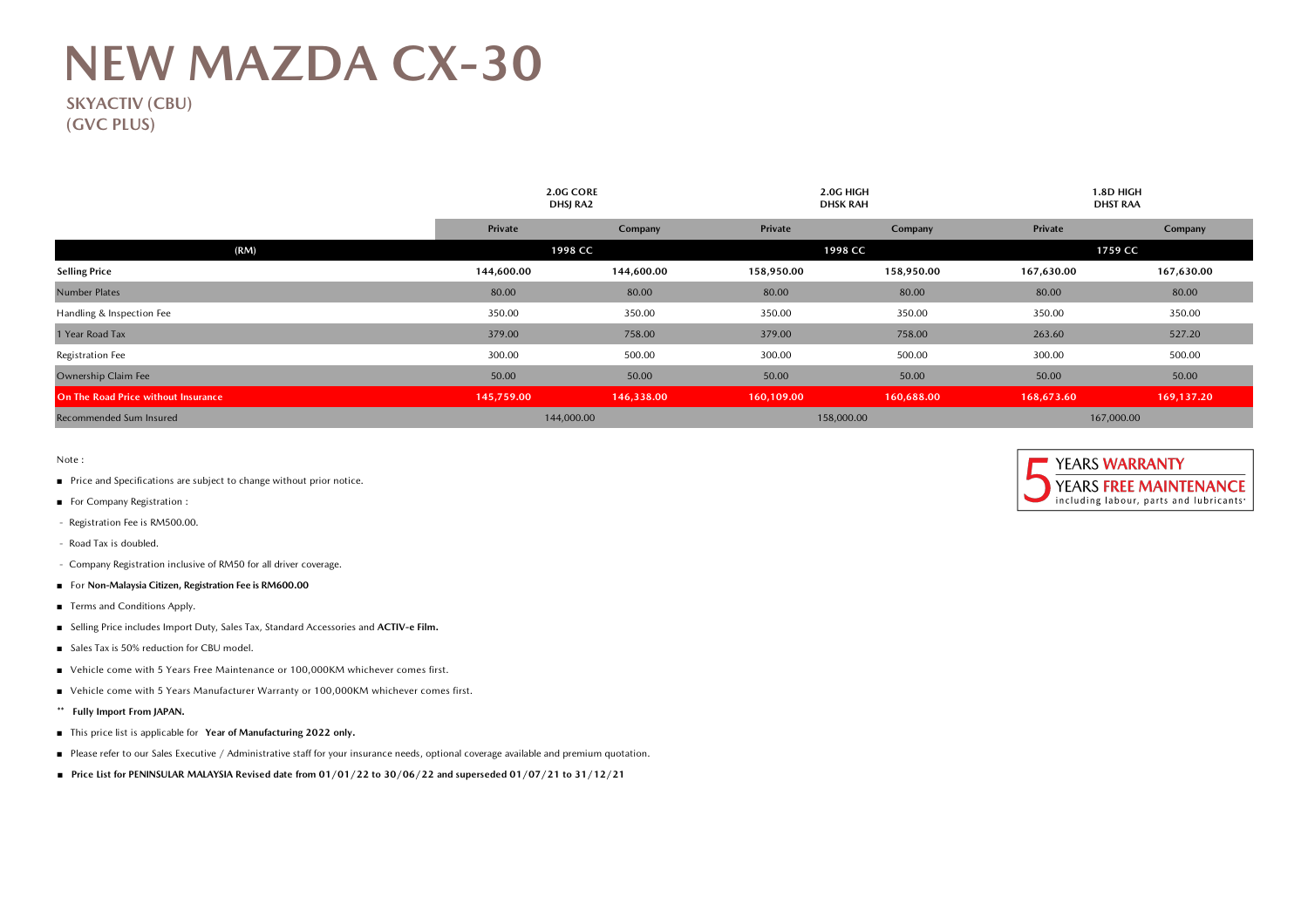# NEW MAZDA CX-30

## SKYACTIV (CBU)
## (GVC PLUS)

| | 2.0G CORE DHSJ RA2 | | 2.0G HIGH DHSK RAH | | 1.8D HIGH DHST RAA | |
|---|---|---|---|---|---|---|
| | Private | Company | Private | Company | Private | Company |
| (RM) | 1998 CC | | 1998 CC | | 1759 CC | |
| **Selling Price** | **144,600.00** | **144,600.00** | **158,950.00** | **158,950.00** | **167,630.00** | **167,630.00** |
| Number Plates | 80.00 | 80.00 | 80.00 | 80.00 | 80.00 | 80.00 |
| Handling & Inspection Fee | 350.00 | 350.00 | 350.00 | 350.00 | 350.00 | 350.00 |
| 1 Year Road Tax | 379.00 | 758.00 | 379.00 | 758.00 | 263.60 | 527.20 |
| Registration Fee | 300.00 | 500.00 | 300.00 | 500.00 | 300.00 | 500.00 |
| Ownership Claim Fee | 50.00 | 50.00 | 50.00 | 50.00 | 50.00 | 50.00 |
| **On The Road Price without Insurance** | **145,759.00** | **146,338.00** | **160,109.00** | **160,688.00** | **168,673.60** | **169,137.20** |
| Recommended Sum Insured | 144,000.00 | | 158,000.00 | | 167,000.00 | |

Note :

- Price and Specifications are subject to change without prior notice.
- For Company Registration :
  - Registration Fee is RM500.00.
  - Road Tax is doubled.
  - Company Registration inclusive of RM50 for all driver coverage.
- For **Non-Malaysia Citizen, Registration Fee is RM600.00**
- Terms and Conditions Apply.
- Selling Price includes Import Duty, Sales Tax, Standard Accessories and **ACTIV-e Film.**
- Sales Tax is 50% reduction for CBU model.
- Vehicle come with 5 Years Free Maintenance or 100,000KM whichever comes first.
- Vehicle come with 5 Years Manufacturer Warranty or 100,000KM whichever comes first.

\*\* **Fully Import From JAPAN.**

- This price list is applicable for **Year of Manufacturing 2022 only.**
- Please refer to our Sales Executive / Administrative staff for your insurance needs, optional coverage available and premium quotation.
- **Price List for PENINSULAR MALAYSIA Revised date from 01/01/22 to 30/06/22 and superseded 01/07/21 to 31/12/21**

5 YEARS **WARRANTY**
YEARS **FREE MAINTENANCE**
including labour, parts and lubricants*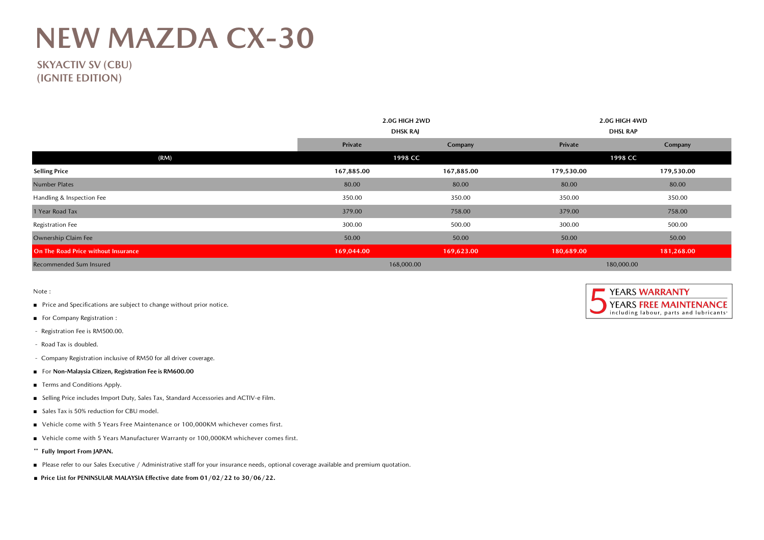# NEW MAZDA CX-30

## SKYACTIV SV (CBU)
## (IGNITE EDITION)

| | 2.0G HIGH 2WD DHSK RAJ | | 2.0G HIGH 4WD DHSL RAP | |
|---|---|---|---|---|
| | Private | Company | Private | Company |
| (RM) | 1998 CC | | 1998 CC | |
| **Selling Price** | **167,885.00** | **167,885.00** | **179,530.00** | **179,530.00** |
| Number Plates | 80.00 | 80.00 | 80.00 | 80.00 |
| Handling & Inspection Fee | 350.00 | 350.00 | 350.00 | 350.00 |
| 1 Year Road Tax | 379.00 | 758.00 | 379.00 | 758.00 |
| Registration Fee | 300.00 | 500.00 | 300.00 | 500.00 |
| Ownership Claim Fee | 50.00 | 50.00 | 50.00 | 50.00 |
| **On The Road Price without Insurance** | **169,044.00** | **169,623.00** | **180,689.00** | **181,268.00** |
| Recommended Sum Insured | 168,000.00 | | 180,000.00 | |

5 YEARS **WARRANTY**
5 YEARS **FREE MAINTENANCE**
including labour, parts and lubricants*

Note :

- Price and Specifications are subject to change without prior notice.
- For Company Registration :
  - Registration Fee is RM500.00.
  - Road Tax is doubled.
  - Company Registration inclusive of RM50 for all driver coverage.
- For **Non-Malaysia Citizen, Registration Fee is RM600.00**
- Terms and Conditions Apply.
- Selling Price includes Import Duty, Sales Tax, Standard Accessories and ACTIV-e Film.
- Sales Tax is 50% reduction for CBU model.
- Vehicle come with 5 Years Free Maintenance or 100,000KM whichever comes first.
- Vehicle come with 5 Years Manufacturer Warranty or 100,000KM whichever comes first.

** **Fully Import From JAPAN.**

- Please refer to our Sales Executive / Administrative staff for your insurance needs, optional coverage available and premium quotation.
- **Price List for PENINSULAR MALAYSIA Effective date from 01/02/22 to 30/06/22.**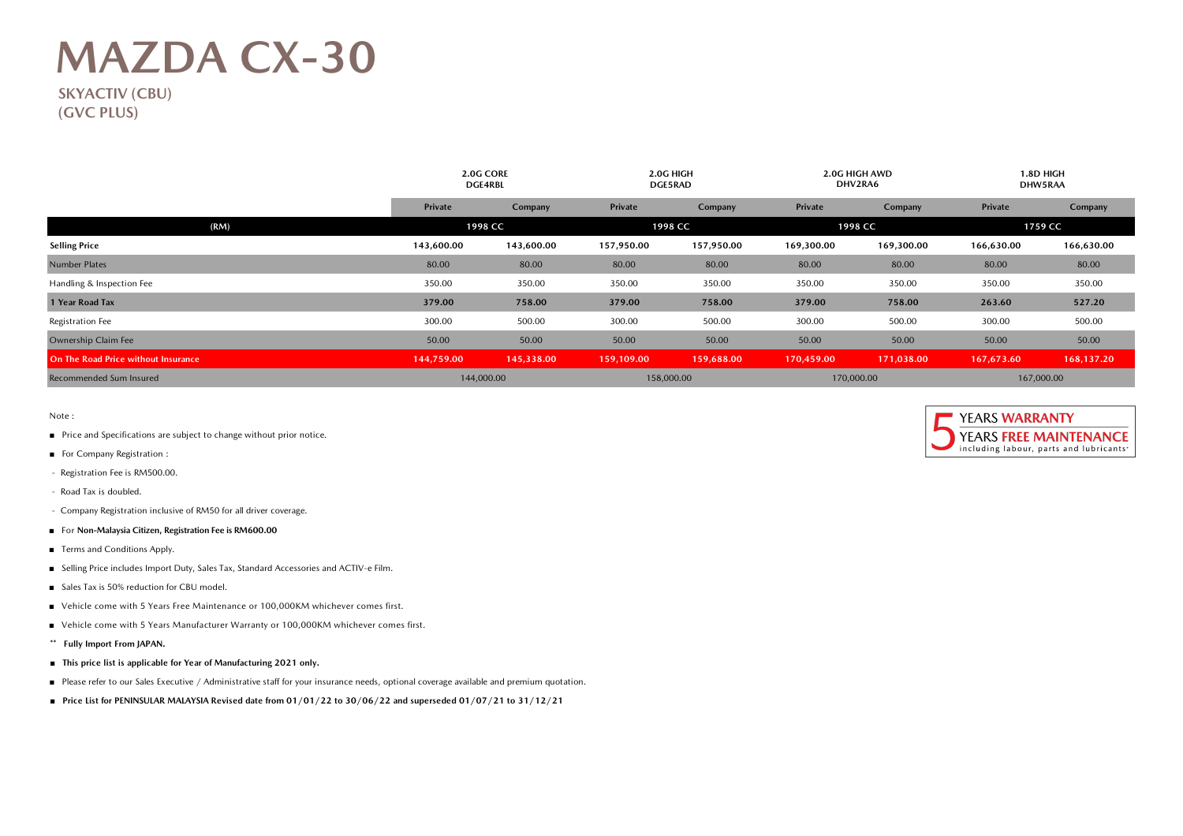# MAZDA CX-30

## SKYACTIV (CBU)
## (GVC PLUS)

| | 2.0G CORE DGE4RBL | | 2.0G HIGH DGE5RAD | | 2.0G HIGH AWD DHV2RA6 | | 1.8D HIGH DHW5RAA | |
|---|---|---|---|---|---|---|---|---|
| | Private | Company | Private | Company | Private | Company | Private | Company |
| (RM) | 1998 CC | | 1998 CC | | 1998 CC | | 1759 CC | |
| **Selling Price** | **143,600.00** | **143,600.00** | **157,950.00** | **157,950.00** | **169,300.00** | **169,300.00** | **166,630.00** | **166,630.00** |
| Number Plates | 80.00 | 80.00 | 80.00 | 80.00 | 80.00 | 80.00 | 80.00 | 80.00 |
| Handling & Inspection Fee | 350.00 | 350.00 | 350.00 | 350.00 | 350.00 | 350.00 | 350.00 | 350.00 |
| **1 Year Road Tax** | **379.00** | **758.00** | **379.00** | **758.00** | **379.00** | **758.00** | **263.60** | **527.20** |
| Registration Fee | 300.00 | 500.00 | 300.00 | 500.00 | 300.00 | 500.00 | 300.00 | 500.00 |
| Ownership Claim Fee | 50.00 | 50.00 | 50.00 | 50.00 | 50.00 | 50.00 | 50.00 | 50.00 |
| **On The Road Price without Insurance** | **144,759.00** | **145,338.00** | **159,109.00** | **159,688.00** | **170,459.00** | **171,038.00** | **167,673.60** | **168,137.20** |
| Recommended Sum Insured | 144,000.00 | | 158,000.00 | | 170,000.00 | | 167,000.00 | |

Note :

- Price and Specifications are subject to change without prior notice.
- For Company Registration :
  - Registration Fee is RM500.00.
  - Road Tax is doubled.
  - Company Registration inclusive of RM50 for all driver coverage.
- For **Non-Malaysia Citizen, Registration Fee is RM600.00**
- Terms and Conditions Apply.
- Selling Price includes Import Duty, Sales Tax, Standard Accessories and ACTIV-e Film.
- Sales Tax is 50% reduction for CBU model.
- Vehicle come with 5 Years Free Maintenance or 100,000KM whichever comes first.
- Vehicle come with 5 Years Manufacturer Warranty or 100,000KM whichever comes first.

** **Fully Import From JAPAN.**

- **This price list is applicable for Year of Manufacturing 2021 only.**
- Please refer to our Sales Executive / Administrative staff for your insurance needs, optional coverage available and premium quotation.
- **Price List for PENINSULAR MALAYSIA Revised date from 01/01/22 to 30/06/22 and superseded 01/07/21 to 31/12/21**

5 YEARS **WARRANTY**
YEARS **FREE MAINTENANCE**
including labour, parts and lubricants*